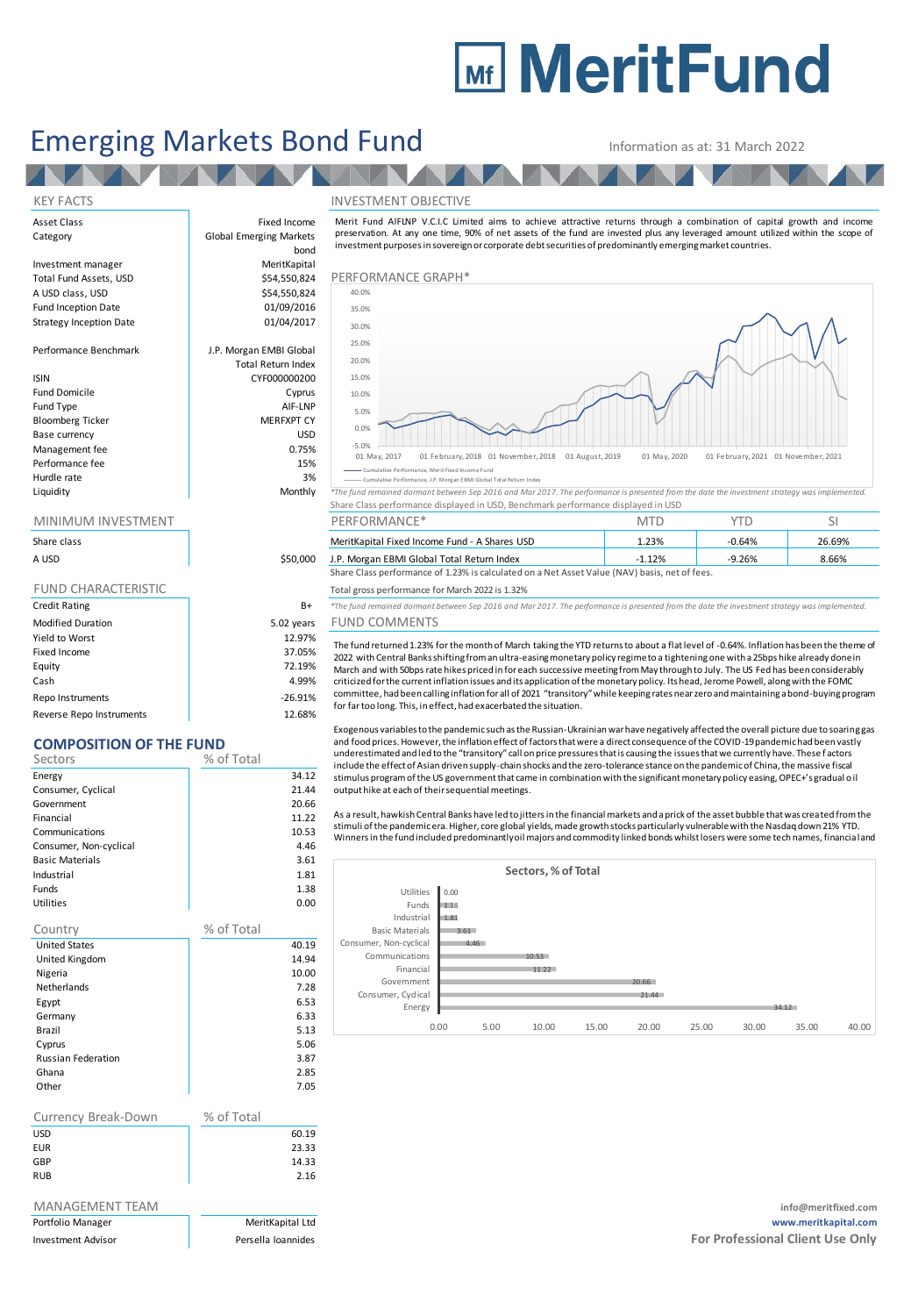# MeritFund

# Emerging Markets Bond Fund

Information as at: 31 March 2022

## KEY FACTS

| | |
|---|---|
| Asset Class | Fixed Income |
| Category | Global Emerging Markets bond |
| Investment manager | MeritKapital |
| Total Fund Assets, USD | $54,550,824 |
| A USD class, USD | $54,550,824 |
| Fund Inception Date | 01/09/2016 |
| Strategy Inception Date | 01/04/2017 |
| Performance Benchmark | J.P. Morgan EMBI Global Total Return Index |
| ISIN | CYF000000200 |
| Fund Domicile | Cyprus |
| Fund Type | AIF-LNP |
| Bloomberg Ticker | MERFXPT CY |
| Base currency | USD |
| Management fee | 0.75% |
| Performance fee | 15% |
| Hurdle rate | 3% |
| Liquidity | Monthly |

## MINIMUM INVESTMENT

| Share class | |
|---|---|
| A USD | $50,000 |

## FUND CHARACTERISTIC

| | |
|---|---|
| Credit Rating | B+ |
| Modified Duration | 5.02 years |
| Yield to Worst | 12.97% |
| Fixed Income | 37.05% |
| Equity | 72.19% |
| Cash | 4.99% |
| Repo Instruments | -26.91% |
| Reverse Repo Instruments | 12.68% |

## COMPOSITION OF THE FUND

| Sectors | % of Total |
|---|---|
| Energy | 34.12 |
| Consumer, Cyclical | 21.44 |
| Government | 20.66 |
| Financial | 11.22 |
| Communications | 10.53 |
| Consumer, Non-cyclical | 4.46 |
| Basic Materials | 3.61 |
| Industrial | 1.81 |
| Funds | 1.38 |
| Utilities | 0.00 |

| Country | % of Total |
|---|---|
| United States | 40.19 |
| United Kingdom | 14.94 |
| Nigeria | 10.00 |
| Netherlands | 7.28 |
| Egypt | 6.53 |
| Germany | 6.33 |
| Brazil | 5.13 |
| Cyprus | 5.06 |
| Russian Federation | 3.87 |
| Ghana | 2.85 |
| Other | 7.05 |

| Currency Break-Down | % of Total |
|---|---|
| USD | 60.19 |
| EUR | 23.33 |
| GBP | 14.33 |
| RUB | 2.16 |

## MANAGEMENT TEAM

| | |
|---|---|
| Portfolio Manager | MeritKapital Ltd |
| Investment Advisor | Persella Ioannides |

## INVESTMENT OBJECTIVE

Merit Fund AIFLNP V.C.I.C Limited aims to achieve attractive returns through a combination of capital growth and income preservation. At any one time, 90% of net assets of the fund are invested plus any leveraged amount utilized within the scope of investment purposes in sovereign or corporate debt securities of predominantly emerging market countries.

## PERFORMANCE GRAPH*

Legend: Cumulative Performance, Merit Fixed Income Fund; Cumulative Performance, J.P. Morgan EMBI Global Total Return Index

*The fund remained dormant between Sep 2016 and Mar 2017. The performance is presented from the date the investment strategy was implemented.

Share Class performance displayed in USD, Benchmark performance displayed in USD

| PERFORMANCE* | MTD | YTD | SI |
|---|---|---|---|
| MeritKapital Fixed Income Fund - A Shares USD | 1.23% | -0.64% | 26.69% |
| J.P. Morgan EMBI Global Total Return Index | -1.12% | -9.26% | 8.66% |

Share Class performance of 1.23% is calculated on a Net Asset Value (NAV) basis, net of fees.

Total gross performance for March 2022 is 1.32%

*The fund remained dormant between Sep 2016 and Mar 2017. The performance is presented from the date the investment strategy was implemented.

## FUND COMMENTS

The fund returned 1.23% for the month of March taking the YTD returns to about a flat level of -0.64%. Inflation has been the theme of 2022 with Central Banks shifting from an ultra-easing monetary policy regime to a tightening one with a 25bps hike already done in March and with 50bps rate hikes priced in for each successive meeting from May through to July. The US Fed has been considerably criticized for the current inflation issues and its application of the monetary policy. Its head, Jerome Powell, along with the FOMC committee, had been calling inflation for all of 2021 "transitory" while keeping rates near zero and maintaining a bond-buying program for far too long. This, in effect, had exacerbated the situation.

Exogenous variables to the pandemic such as the Russian-Ukrainian war have negatively affected the overall picture due to soaring gas and food prices. However, the inflation effect of factors that were a direct consequence of the COVID-19 pandemic had been vastly underestimated and led to the "transitory" call on price pressures that is causing the issues that we currently have. These factors include the effect of Asian driven supply-chain shocks and the zero-tolerance stance on the pandemic of China, the massive fiscal stimulus program of the US government that came in combination with the significant monetary policy easing, OPEC+'s gradual oil output hike at each of their sequential meetings.

As a result, hawkish Central Banks have led to jitters in the financial markets and a prick of the asset bubble that was created from the stimuli of the pandemic era. Higher, core global yields, made growth stocks particularly vulnerable with the Nasdaq down 21% YTD. Winners in the fund included predominantly oil majors and commodity linked bonds whilst losers were some tech names, financial and

**Sectors, % of Total**

| Sector | % of Total |
|---|---|
| Utilities | 0.00 |
| Funds | 1.38 |
| Industrial | 1.81 |
| Basic Materials | 3.61 |
| Consumer, Non-cyclical | 4.46 |
| Communications | 10.53 |
| Financial | 11.22 |
| Government | 20.66 |
| Consumer, Cyclical | 21.44 |
| Energy | 34.12 |

info@meritfixed.com
www.meritkapital.com
**For Professional Client Use Only**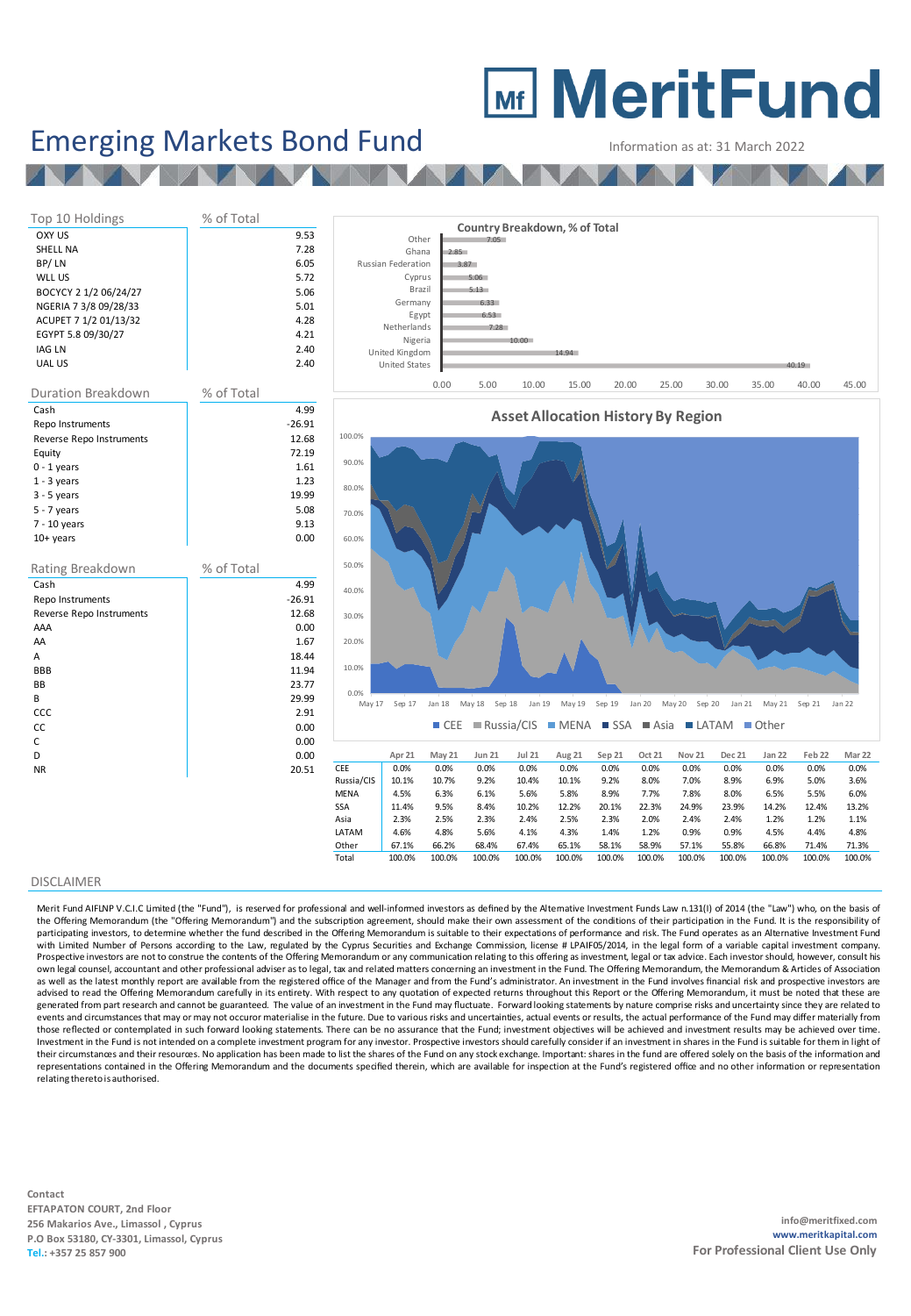# MeritFund

## Emerging Markets Bond Fund

Information as at: 31 March 2022

| Top 10 Holdings | % of Total |
|---|---|
| OXY US | 9.53 |
| SHELL NA | 7.28 |
| BP/ LN | 6.05 |
| WLL US | 5.72 |
| BOCYCY 2 1/2 06/24/27 | 5.06 |
| NGERIA 7 3/8 09/28/33 | 5.01 |
| ACUPET 7 1/2 01/13/32 | 4.28 |
| EGYPT 5.8 09/30/27 | 4.21 |
| IAG LN | 2.40 |
| UAL US | 2.40 |

| Duration Breakdown | % of Total |
|---|---|
| Cash | 4.99 |
| Repo Instruments | -26.91 |
| Reverse Repo Instruments | 12.68 |
| Equity | 72.19 |
| 0 - 1 years | 1.61 |
| 1 - 3 years | 1.23 |
| 3 - 5 years | 19.99 |
| 5 - 7 years | 5.08 |
| 7 - 10 years | 9.13 |
| 10+ years | 0.00 |

| Rating Breakdown | % of Total |
|---|---|
| Cash | 4.99 |
| Repo Instruments | -26.91 |
| Reverse Repo Instruments | 12.68 |
| AAA | 0.00 |
| AA | 1.67 |
| A | 18.44 |
| BBB | 11.94 |
| BB | 23.77 |
| B | 29.99 |
| CCC | 2.91 |
| CC | 0.00 |
| C | 0.00 |
| D | 0.00 |
| NR | 20.51 |

Country Breakdown, % of Total

Other 7.05
Ghana 2.85
Russian Federation 3.87
Cyprus 5.06
Brazil 5.13
Germany 6.33
Egypt 6.53
Netherlands 7.28
Nigeria 10.00
United Kingdom 14.94
United States 40.19

0.00 5.00 10.00 15.00 20.00 25.00 30.00 35.00 40.00 45.00

Asset Allocation History By Region

100.0% 90.0% 80.0% 70.0% 60.0% 50.0% 40.0% 30.0% 20.0% 10.0% 0.0%

May 17 Sep 17 Jan 18 May 18 Sep 18 Jan 19 May 19 Sep 19 Jan 20 May 20 Sep 20 Jan 21 May 21 Sep 21 Jan 22

CEE Russia/CIS MENA SSA Asia LATAM Other

| | Apr 21 | May 21 | Jun 21 | Jul 21 | Aug 21 | Sep 21 | Oct 21 | Nov 21 | Dec 21 | Jan 22 | Feb 22 | Mar 22 |
|---|---|---|---|---|---|---|---|---|---|---|---|---|
| CEE | 0.0% | 0.0% | 0.0% | 0.0% | 0.0% | 0.0% | 0.0% | 0.0% | 0.0% | 0.0% | 0.0% | 0.0% |
| Russia/CIS | 10.1% | 10.7% | 9.2% | 10.4% | 10.1% | 9.2% | 8.0% | 7.0% | 8.9% | 6.9% | 5.0% | 3.6% |
| MENA | 4.5% | 6.3% | 6.1% | 5.6% | 5.8% | 8.9% | 7.7% | 7.8% | 8.0% | 6.5% | 5.5% | 6.0% |
| SSA | 11.4% | 9.5% | 8.4% | 10.2% | 12.2% | 20.1% | 22.3% | 24.9% | 23.9% | 14.2% | 12.4% | 13.2% |
| Asia | 2.3% | 2.5% | 2.3% | 2.4% | 2.5% | 2.3% | 2.0% | 2.4% | 2.4% | 1.2% | 1.2% | 1.1% |
| LATAM | 4.6% | 4.8% | 5.6% | 4.1% | 4.3% | 1.4% | 1.2% | 0.9% | 0.9% | 4.5% | 4.4% | 4.8% |
| Other | 67.1% | 66.2% | 68.4% | 67.4% | 65.1% | 58.1% | 58.9% | 57.1% | 55.8% | 66.8% | 71.4% | 71.3% |
| Total | 100.0% | 100.0% | 100.0% | 100.0% | 100.0% | 100.0% | 100.0% | 100.0% | 100.0% | 100.0% | 100.0% | 100.0% |

## DISCLAIMER

Merit Fund AIFLNP V.C.I.C Limited (the "Fund"), is reserved for professional and well-informed investors as defined by the Alternative Investment Funds Law n.131(I) of 2014 (the "Law") who, on the basis of the Offering Memorandum (the "Offering Memorandum") and the subscription agreement, should make their own assessment of the conditions of their participation in the Fund. It is the responsibility of participating investors, to determine whether the fund described in the Offering Memorandum is suitable to their expectations of performance and risk. The Fund operates as an Alternative Investment Fund with Limited Number of Persons according to the Law, regulated by the Cyprus Securities and Exchange Commission, license # LPAIF05/2014, in the legal form of a variable capital investment company. Prospective investors are not to construe the contents of the Offering Memorandum or any communication relating to this offering as investment, legal or tax advice. Each investor should, however, consult his own legal counsel, accountant and other professional adviser as to legal, tax and related matters concerning an investment in the Fund. The Offering Memorandum, the Memorandum & Articles of Association as well as the latest monthly report are available from the registered office of the Manager and from the Fund's administrator. An investment in the Fund involves financial risk and prospective investors are advised to read the Offering Memorandum carefully in its entirety. With respect to any quotation of expected returns throughout this Report or the Offering Memorandum, it must be noted that these are generated from part research and cannot be guaranteed. The value of an investment in the Fund may fluctuate. Forward looking statements by nature comprise risks and uncertainty since they are related to events and circumstances that may or may not occuror materialise in the future. Due to various risks and uncertainties, actual events or results, the actual performance of the Fund may differ materially from those reflected or contemplated in such forward looking statements. There can be no assurance that the Fund; investment objectives will be achieved and investment results may be achieved over time. Investment in the Fund is not intended on a complete investment program for any investor. Prospective investors should carefully consider if an investment in shares in the Fund is suitable for them in light of their circumstances and their resources. No application has been made to list the shares of the Fund on any stock exchange. Important: shares in the fund are offered solely on the basis of the information and representations contained in the Offering Memorandum and the documents specified therein, which are available for inspection at the Fund's registered office and no other information or representation relating thereto is authorised.

**Contact**
**EFTAPATON COURT, 2nd Floor**
**256 Makarios Ave., Limassol , Cyprus**
**P.O Box 53180, CY-3301, Limassol, Cyprus**
**Tel.: +357 25 857 900**

**info@meritfixed.com**
**www.meritkapital.com**
**For Professional Client Use Only**